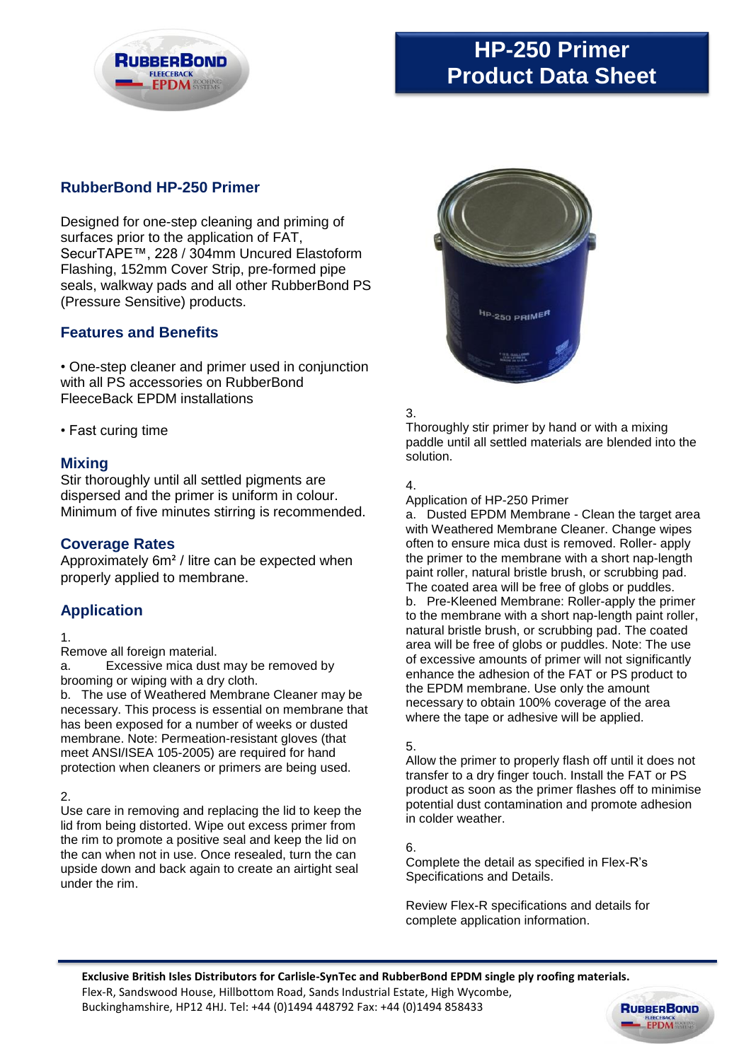# HP-250 Primer Product Data Sheet

## RubberBond HP-250 Primer

Designed for one-step cleaning and priming of surfaces prior to the application of FAT, SecurTAPE™, 228 / 304mm Uncured Elastoform Flashing, 152mm Cover Strip, pre-formed pipe seals, walkway pads and all other RubberBond PS (Pressure Sensitive) products.

## Features and Benefits

- One-step cleaner and primer used in conjunction with all PS accessories on RubberBond FleeceBack EPDM installations
- Fast curing time

## Mixing

Stir thoroughly until all settled pigments are dispersed and the primer is uniform in colour. Minimum of five minutes stirring is recommended.

## Coverage Rates

Approximately 6m² / litre can be expected when properly applied to membrane.

## Application

1.
Remove all foreign material.
a. Excessive mica dust may be removed by brooming or wiping with a dry cloth.
b. The use of Weathered Membrane Cleaner may be necessary. This process is essential on membrane that has been exposed for a number of weeks or dusted membrane. Note: Permeation-resistant gloves (that meet ANSI/ISEA 105-2005) are required for hand protection when cleaners or primers are being used.

2.
Use care in removing and replacing the lid to keep the lid from being distorted. Wipe out excess primer from the rim to promote a positive seal and keep the lid on the can when not in use. Once resealed, turn the can upside down and back again to create an airtight seal under the rim.

3.
Thoroughly stir primer by hand or with a mixing paddle until all settled materials are blended into the solution.

4.
Application of HP-250 Primer
a. Dusted EPDM Membrane - Clean the target area with Weathered Membrane Cleaner. Change wipes often to ensure mica dust is removed. Roller- apply the primer to the membrane with a short nap-length paint roller, natural bristle brush, or scrubbing pad. The coated area will be free of globs or puddles.
b. Pre-Kleened Membrane: Roller-apply the primer to the membrane with a short nap-length paint roller, natural bristle brush, or scrubbing pad. The coated area will be free of globs or puddles. Note: The use of excessive amounts of primer will not significantly enhance the adhesion of the FAT or PS product to the EPDM membrane. Use only the amount necessary to obtain 100% coverage of the area where the tape or adhesive will be applied.

5.
Allow the primer to properly flash off until it does not transfer to a dry finger touch. Install the FAT or PS product as soon as the primer flashes off to minimise potential dust contamination and promote adhesion in colder weather.

6.
Complete the detail as specified in Flex-R's Specifications and Details.

Review Flex-R specifications and details for complete application information.

**Exclusive British Isles Distributors for Carlisle-SynTec and RubberBond EPDM single ply roofing materials.**
Flex-R, Sandswood House, Hillbottom Road, Sands Industrial Estate, High Wycombe, Buckinghamshire, HP12 4HJ. Tel: +44 (0)1494 448792 Fax: +44 (0)1494 858433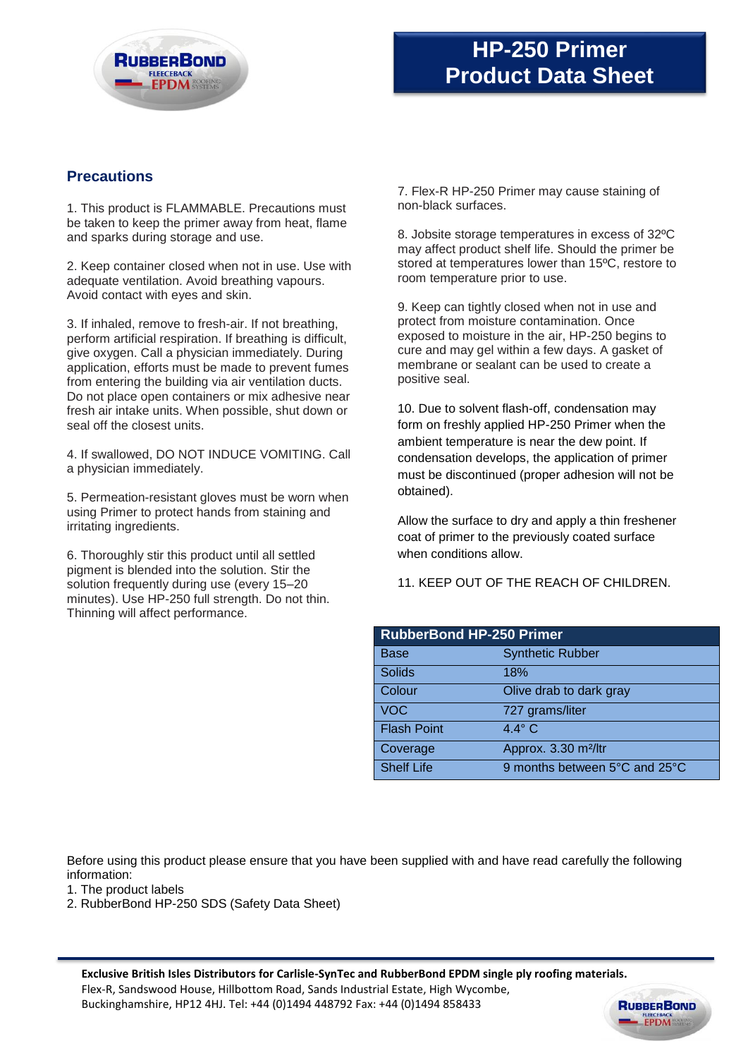# HP-250 Primer Product Data Sheet

## Precautions

1. This product is FLAMMABLE. Precautions must be taken to keep the primer away from heat, flame and sparks during storage and use.

2. Keep container closed when not in use. Use with adequate ventilation. Avoid breathing vapours. Avoid contact with eyes and skin.

3. If inhaled, remove to fresh-air. If not breathing, perform artificial respiration. If breathing is difficult, give oxygen. Call a physician immediately. During application, efforts must be made to prevent fumes from entering the building via air ventilation ducts. Do not place open containers or mix adhesive near fresh air intake units. When possible, shut down or seal off the closest units.

4. If swallowed, DO NOT INDUCE VOMITING. Call a physician immediately.

5. Permeation-resistant gloves must be worn when using Primer to protect hands from staining and irritating ingredients.

6. Thoroughly stir this product until all settled pigment is blended into the solution. Stir the solution frequently during use (every 15–20 minutes). Use HP-250 full strength. Do not thin. Thinning will affect performance.

7. Flex-R HP-250 Primer may cause staining of non-black surfaces.

8. Jobsite storage temperatures in excess of 32ºC may affect product shelf life. Should the primer be stored at temperatures lower than 15ºC, restore to room temperature prior to use.

9. Keep can tightly closed when not in use and protect from moisture contamination. Once exposed to moisture in the air, HP-250 begins to cure and may gel within a few days. A gasket of membrane or sealant can be used to create a positive seal.

10. Due to solvent flash-off, condensation may form on freshly applied HP-250 Primer when the ambient temperature is near the dew point. If condensation develops, the application of primer must be discontinued (proper adhesion will not be obtained).

Allow the surface to dry and apply a thin freshener coat of primer to the previously coated surface when conditions allow.

11. KEEP OUT OF THE REACH OF CHILDREN.

| RubberBond HP-250 Primer | |
|---|---|
| Base | Synthetic Rubber |
| Solids | 18% |
| Colour | Olive drab to dark gray |
| VOC | 727 grams/liter |
| Flash Point | 4.4° C |
| Coverage | Approx. 3.30 m²/ltr |
| Shelf Life | 9 months between 5°C and 25°C |

Before using this product please ensure that you have been supplied with and have read carefully the following information:
1. The product labels
2. RubberBond HP-250 SDS (Safety Data Sheet)

**Exclusive British Isles Distributors for Carlisle-SynTec and RubberBond EPDM single ply roofing materials.**
Flex-R, Sandswood House, Hillbottom Road, Sands Industrial Estate, High Wycombe, Buckinghamshire, HP12 4HJ. Tel: +44 (0)1494 448792 Fax: +44 (0)1494 858433